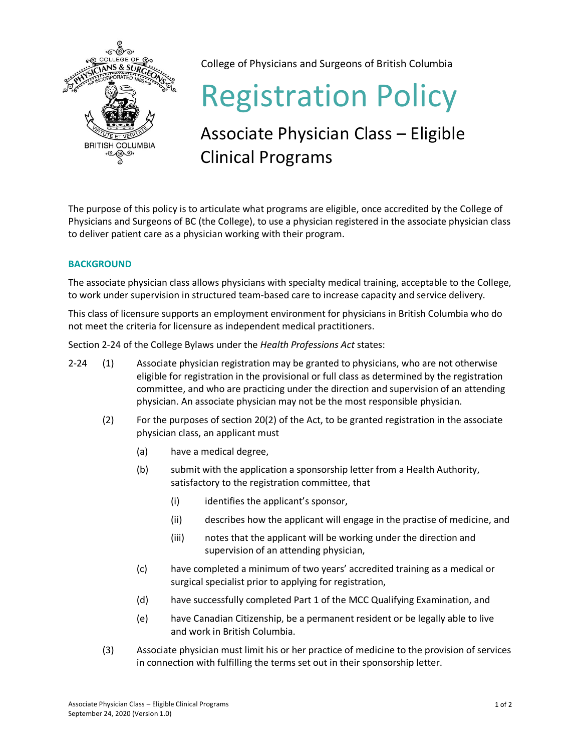College of Physicians and Surgeons of British Columbia

# Registration Policy

## Associate Physician Class – Eligible Clinical Programs

The purpose of this policy is to articulate what programs are eligible, once accredited by the College of Physicians and Surgeons of BC (the College), to use a physician registered in the associate physician class to deliver patient care as a physician working with their program.

### BACKGROUND

The associate physician class allows physicians with specialty medical training, acceptable to the College, to work under supervision in structured team-based care to increase capacity and service delivery.

This class of licensure supports an employment environment for physicians in British Columbia who do not meet the criteria for licensure as independent medical practitioners.

Section 2-24 of the College Bylaws under the *Health Professions Act* states:

2-24 (1) Associate physician registration may be granted to physicians, who are not otherwise eligible for registration in the provisional or full class as determined by the registration committee, and who are practicing under the direction and supervision of an attending physician. An associate physician may not be the most responsible physician.

(2) For the purposes of section 20(2) of the Act, to be granted registration in the associate physician class, an applicant must

- (a) have a medical degree,
- (b) submit with the application a sponsorship letter from a Health Authority, satisfactory to the registration committee, that
  - (i) identifies the applicant's sponsor,
  - (ii) describes how the applicant will engage in the practise of medicine, and
  - (iii) notes that the applicant will be working under the direction and supervision of an attending physician,
- (c) have completed a minimum of two years' accredited training as a medical or surgical specialist prior to applying for registration,
- (d) have successfully completed Part 1 of the MCC Qualifying Examination, and
- (e) have Canadian Citizenship, be a permanent resident or be legally able to live and work in British Columbia.

(3) Associate physician must limit his or her practice of medicine to the provision of services in connection with fulfilling the terms set out in their sponsorship letter.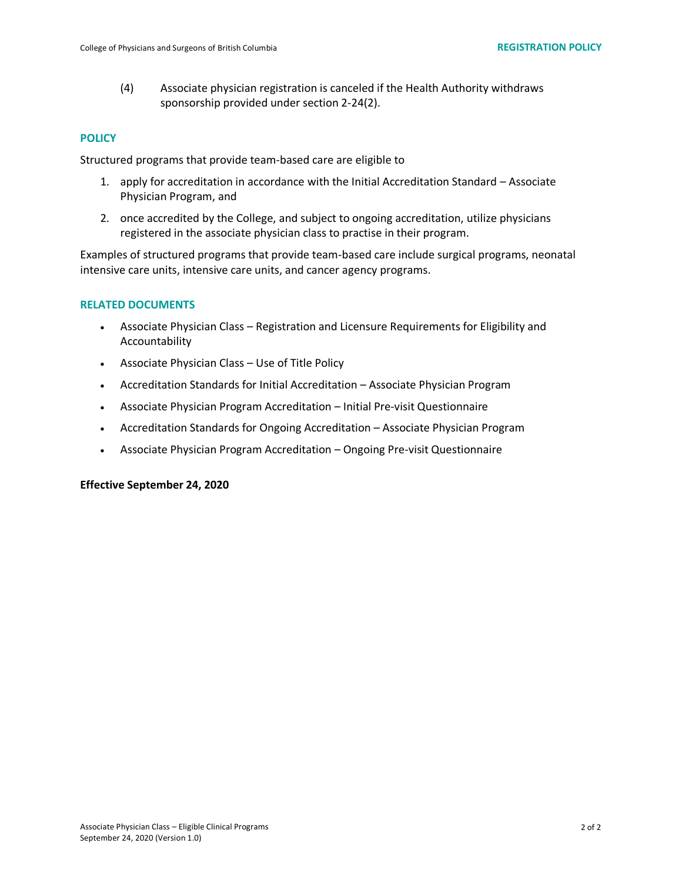(4) Associate physician registration is canceled if the Health Authority withdraws sponsorship provided under section 2-24(2).

## POLICY

Structured programs that provide team-based care are eligible to

1. apply for accreditation in accordance with the Initial Accreditation Standard – Associate Physician Program, and
2. once accredited by the College, and subject to ongoing accreditation, utilize physicians registered in the associate physician class to practise in their program.

Examples of structured programs that provide team-based care include surgical programs, neonatal intensive care units, intensive care units, and cancer agency programs.

## RELATED DOCUMENTS

- Associate Physician Class – Registration and Licensure Requirements for Eligibility and Accountability
- Associate Physician Class – Use of Title Policy
- Accreditation Standards for Initial Accreditation – Associate Physician Program
- Associate Physician Program Accreditation – Initial Pre-visit Questionnaire
- Accreditation Standards for Ongoing Accreditation – Associate Physician Program
- Associate Physician Program Accreditation – Ongoing Pre-visit Questionnaire

**Effective September 24, 2020**